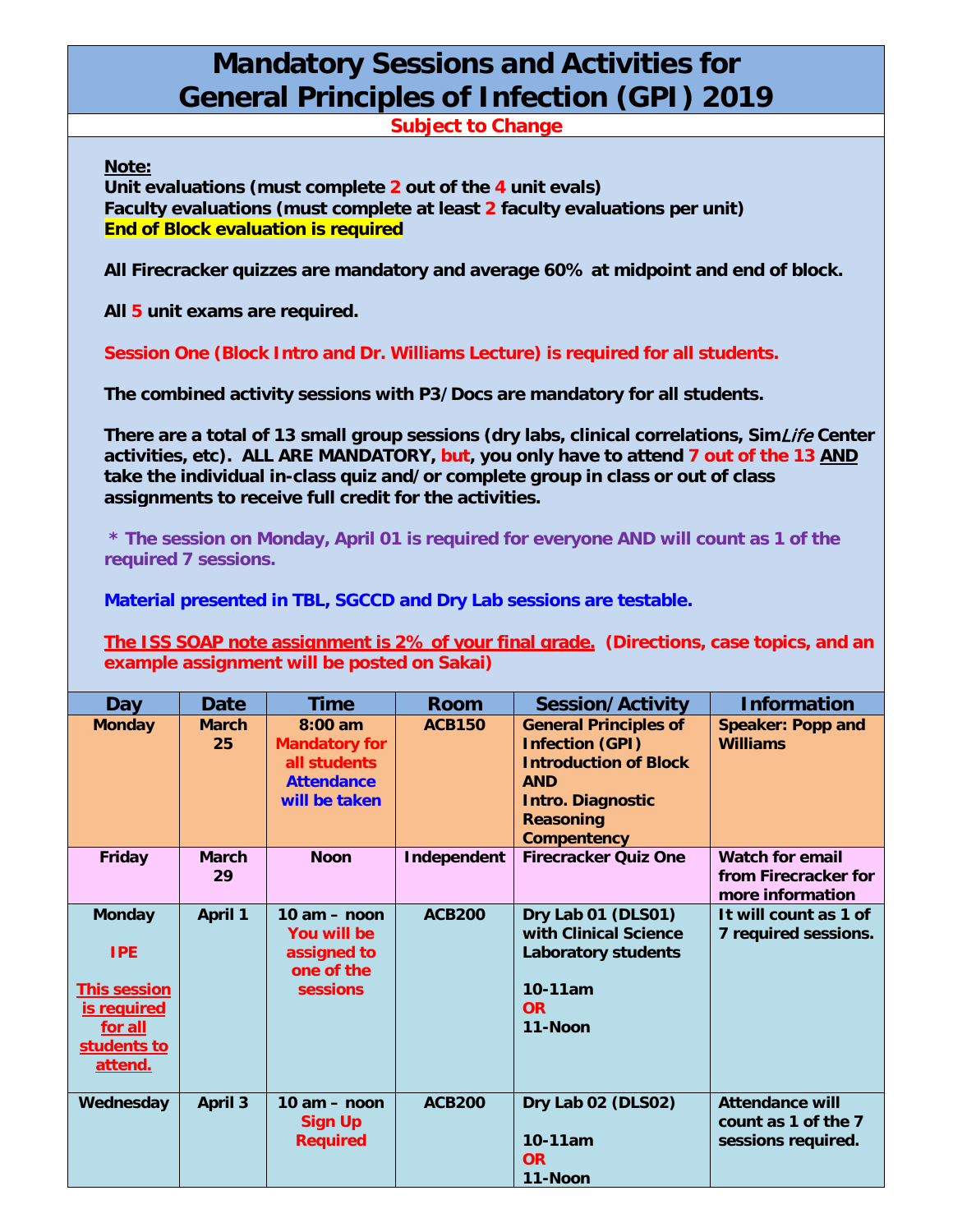# Mandatory Sessions and Activities for General Principles of Infection (GPI) 2019

**Subject to Change**

**Note:**
**Unit evaluations (must complete 2 out of the 4 unit evals)**
**Faculty evaluations (must complete at least 2 faculty evaluations per unit)**
**End of Block evaluation is required**

**All Firecracker quizzes are mandatory and average 60% at midpoint and end of block.**

**All 5 unit exams are required.**

**Session One (Block Intro and Dr. Williams Lecture) is required for all students.**

**The combined activity sessions with P3/Docs are mandatory for all students.**

**There are a total of 13 small group sessions (dry labs, clinical correlations, Sim*Life* Center activities, etc). ALL ARE MANDATORY, but, you only have to attend 7 out of the 13 AND take the individual in-class quiz and/or complete group in class or out of class assignments to receive full credit for the activities.**

**\* The session on Monday, April 01 is required for everyone AND will count as 1 of the required 7 sessions.**

**Material presented in TBL, SGCCD and Dry Lab sessions are testable.**

**The ISS SOAP note assignment is 2% of your final grade. (Directions, case topics, and an example assignment will be posted on Sakai)**

| Day | Date | Time | Room | Session/Activity | Information |
|---|---|---|---|---|---|
| Monday | March 25 | 8:00 am Mandatory for all students Attendance will be taken | ACB150 | General Principles of Infection (GPI) Introduction of Block AND Intro. Diagnostic Reasoning Compentency | Speaker: Popp and Williams |
| Friday | March 29 | Noon | Independent | Firecracker Quiz One | Watch for email from Firecracker for more information |
| Monday IPE This session is required for all students to attend. | April 1 | 10 am – noon You will be assigned to one of the sessions | ACB200 | Dry Lab 01 (DLS01) with Clinical Science Laboratory students 10-11am OR 11-Noon | It will count as 1 of 7 required sessions. |
| Wednesday | April 3 | 10 am – noon Sign Up Required | ACB200 | Dry Lab 02 (DLS02) 10-11am OR 11-Noon | Attendance will count as 1 of the 7 sessions required. |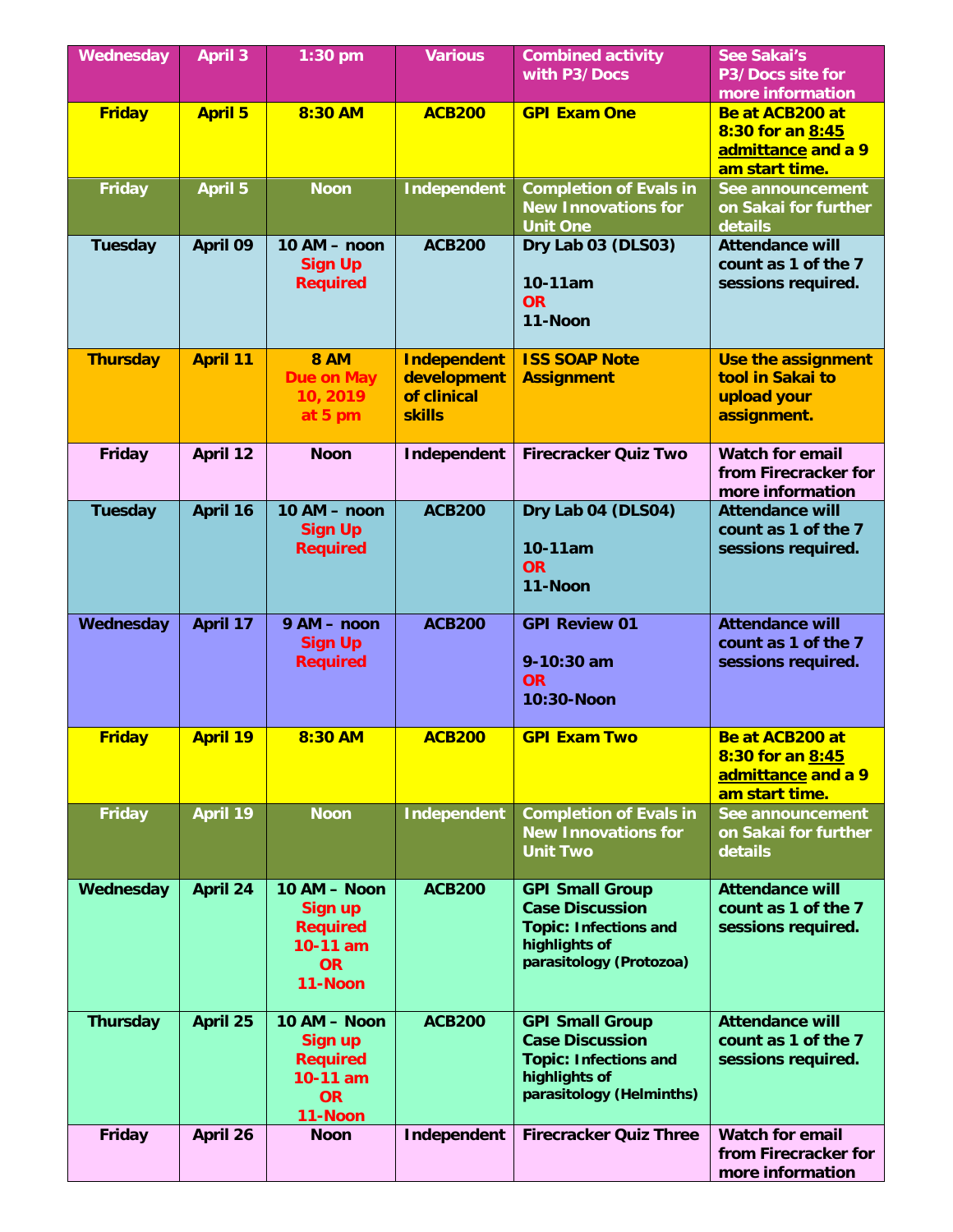| Wednesday | April 3 | 1:30 pm | Various | Combined activity with P3/Docs | See Sakai's P3/Docs site for more information |
|---|---|---|---|---|---|
| Friday | April 5 | 8:30 AM | ACB200 | GPI Exam One | Be at ACB200 at 8:30 for an 8:45 admittance and a 9 am start time. |
| Friday | April 5 | Noon | Independent | Completion of Evals in New Innovations for Unit One | See announcement on Sakai for further details |
| Tuesday | April 09 | 10 AM – noon Sign Up Required | ACB200 | Dry Lab 03 (DLS03)<br><br>10-11am<br>OR<br>11-Noon | Attendance will count as 1 of the 7 sessions required. |
| Thursday | April 11 | 8 AM Due on May 10, 2019 at 5 pm | Independent development of clinical skills | ISS SOAP Note Assignment | Use the assignment tool in Sakai to upload your assignment. |
| Friday | April 12 | Noon | Independent | Firecracker Quiz Two | Watch for email from Firecracker for more information |
| Tuesday | April 16 | 10 AM – noon Sign Up Required | ACB200 | Dry Lab 04 (DLS04)<br><br>10-11am<br>OR<br>11-Noon | Attendance will count as 1 of the 7 sessions required. |
| Wednesday | April 17 | 9 AM – noon Sign Up Required | ACB200 | GPI Review 01<br><br>9-10:30 am<br>OR<br>10:30-Noon | Attendance will count as 1 of the 7 sessions required. |
| Friday | April 19 | 8:30 AM | ACB200 | GPI Exam Two | Be at ACB200 at 8:30 for an 8:45 admittance and a 9 am start time. |
| Friday | April 19 | Noon | Independent | Completion of Evals in New Innovations for Unit Two | See announcement on Sakai for further details |
| Wednesday | April 24 | 10 AM – Noon Sign up Required 10-11 am OR 11-Noon | ACB200 | GPI Small Group Case Discussion Topic: Infections and highlights of parasitology (Protozoa) | Attendance will count as 1 of the 7 sessions required. |
| Thursday | April 25 | 10 AM – Noon Sign up Required 10-11 am OR 11-Noon | ACB200 | GPI Small Group Case Discussion Topic: Infections and highlights of parasitology (Helminths) | Attendance will count as 1 of the 7 sessions required. |
| Friday | April 26 | Noon | Independent | Firecracker Quiz Three | Watch for email from Firecracker for more information |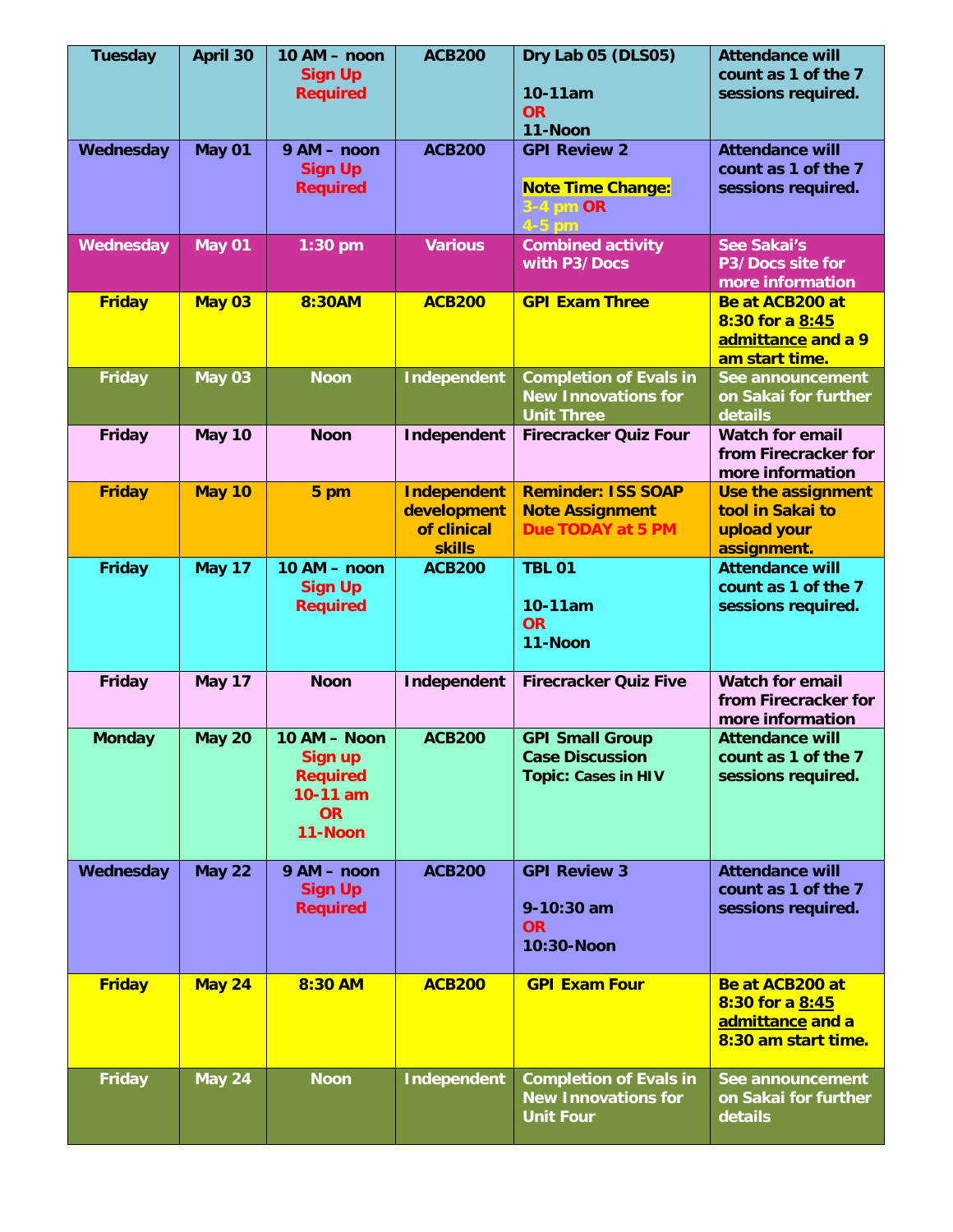| Tuesday | April 30 | 10 AM – noon Sign Up Required | ACB200 | Dry Lab 05 (DLS05) 10-11am OR 11-Noon | Attendance will count as 1 of the 7 sessions required. |
|---|---|---|---|---|---|
| Wednesday | May 01 | 9 AM – noon Sign Up Required | ACB200 | GPI Review 2 Note Time Change: 3-4 pm OR 4-5 pm | Attendance will count as 1 of the 7 sessions required. |
| Wednesday | May 01 | 1:30 pm | Various | Combined activity with P3/Docs | See Sakai's P3/Docs site for more information |
| Friday | May 03 | 8:30AM | ACB200 | GPI Exam Three | Be at ACB200 at 8:30 for a 8:45 admittance and a 9 am start time. |
| Friday | May 03 | Noon | Independent | Completion of Evals in New Innovations for Unit Three | See announcement on Sakai for further details |
| Friday | May 10 | Noon | Independent | Firecracker Quiz Four | Watch for email from Firecracker for more information |
| Friday | May 10 | 5 pm | Independent development of clinical skills | Reminder: ISS SOAP Note Assignment Due TODAY at 5 PM | Use the assignment tool in Sakai to upload your assignment. |
| Friday | May 17 | 10 AM – noon Sign Up Required | ACB200 | TBL 01 10-11am OR 11-Noon | Attendance will count as 1 of the 7 sessions required. |
| Friday | May 17 | Noon | Independent | Firecracker Quiz Five | Watch for email from Firecracker for more information |
| Monday | May 20 | 10 AM – Noon Sign up Required 10-11 am OR 11-Noon | ACB200 | GPI Small Group Case Discussion Topic: Cases in HIV | Attendance will count as 1 of the 7 sessions required. |
| Wednesday | May 22 | 9 AM – noon Sign Up Required | ACB200 | GPI Review 3 9-10:30 am OR 10:30-Noon | Attendance will count as 1 of the 7 sessions required. |
| Friday | May 24 | 8:30 AM | ACB200 | GPI Exam Four | Be at ACB200 at 8:30 for a 8:45 admittance and a 8:30 am start time. |
| Friday | May 24 | Noon | Independent | Completion of Evals in New Innovations for Unit Four | See announcement on Sakai for further details |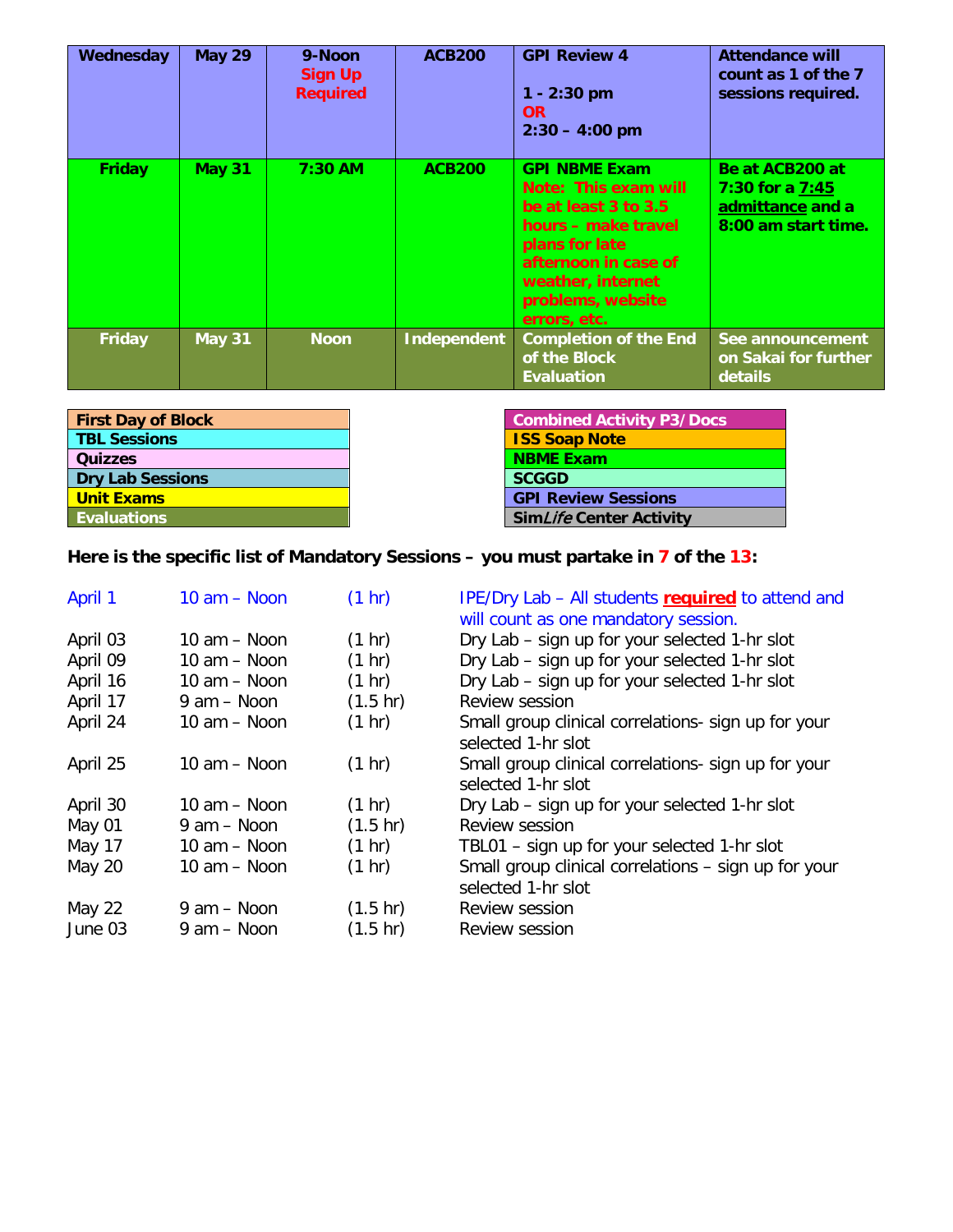| | | | | | |
|---|---|---|---|---|---|
| **Wednesday** | **May 29** | **9-Noon Sign Up Required** | **ACB200** | **GPI Review 4**<br><br>**1 - 2:30 pm**<br>**OR**<br>**2:30 – 4:00 pm** | **Attendance will count as 1 of the 7 sessions required.** |
| **Friday** | **May 31** | **7:30 AM** | **ACB200** | **GPI NBME Exam**<br>**Note: This exam will be at least 3 to 3.5 hours – make travel plans for late afternoon in case of weather, internet problems, website errors, etc.** | **Be at ACB200 at 7:30 for a 7:45 admittance and a 8:00 am start time.** |
| **Friday** | **May 31** | **Noon** | **Independent** | **Completion of the End of the Block Evaluation** | **See announcement on Sakai for further details** |

| | |
|---|---|
| **First Day of Block** | **Combined Activity P3/Docs** |
| **TBL Sessions** | **ISS Soap Note** |
| **Quizzes** | **NBME Exam** |
| **Dry Lab Sessions** | **SCGGD** |
| **Unit Exams** | **GPI Review Sessions** |
| **Evaluations** | **Sim*Life* Center Activity** |

**Here is the specific list of Mandatory Sessions – you must partake in 7 of the 13:**

| | | | |
|---|---|---|---|
| April 1 | 10 am – Noon | (1 hr) | IPE/Dry Lab – All students **required** to attend and will count as one mandatory session. |
| April 03 | 10 am – Noon | (1 hr) | Dry Lab – sign up for your selected 1-hr slot |
| April 09 | 10 am – Noon | (1 hr) | Dry Lab – sign up for your selected 1-hr slot |
| April 16 | 10 am – Noon | (1 hr) | Dry Lab – sign up for your selected 1-hr slot |
| April 17 | 9 am – Noon | (1.5 hr) | Review session |
| April 24 | 10 am – Noon | (1 hr) | Small group clinical correlations- sign up for your selected 1-hr slot |
| April 25 | 10 am – Noon | (1 hr) | Small group clinical correlations- sign up for your selected 1-hr slot |
| April 30 | 10 am – Noon | (1 hr) | Dry Lab – sign up for your selected 1-hr slot |
| May 01 | 9 am – Noon | (1.5 hr) | Review session |
| May 17 | 10 am – Noon | (1 hr) | TBL01 – sign up for your selected 1-hr slot |
| May 20 | 10 am – Noon | (1 hr) | Small group clinical correlations – sign up for your selected 1-hr slot |
| May 22 | 9 am – Noon | (1.5 hr) | Review session |
| June 03 | 9 am – Noon | (1.5 hr) | Review session |